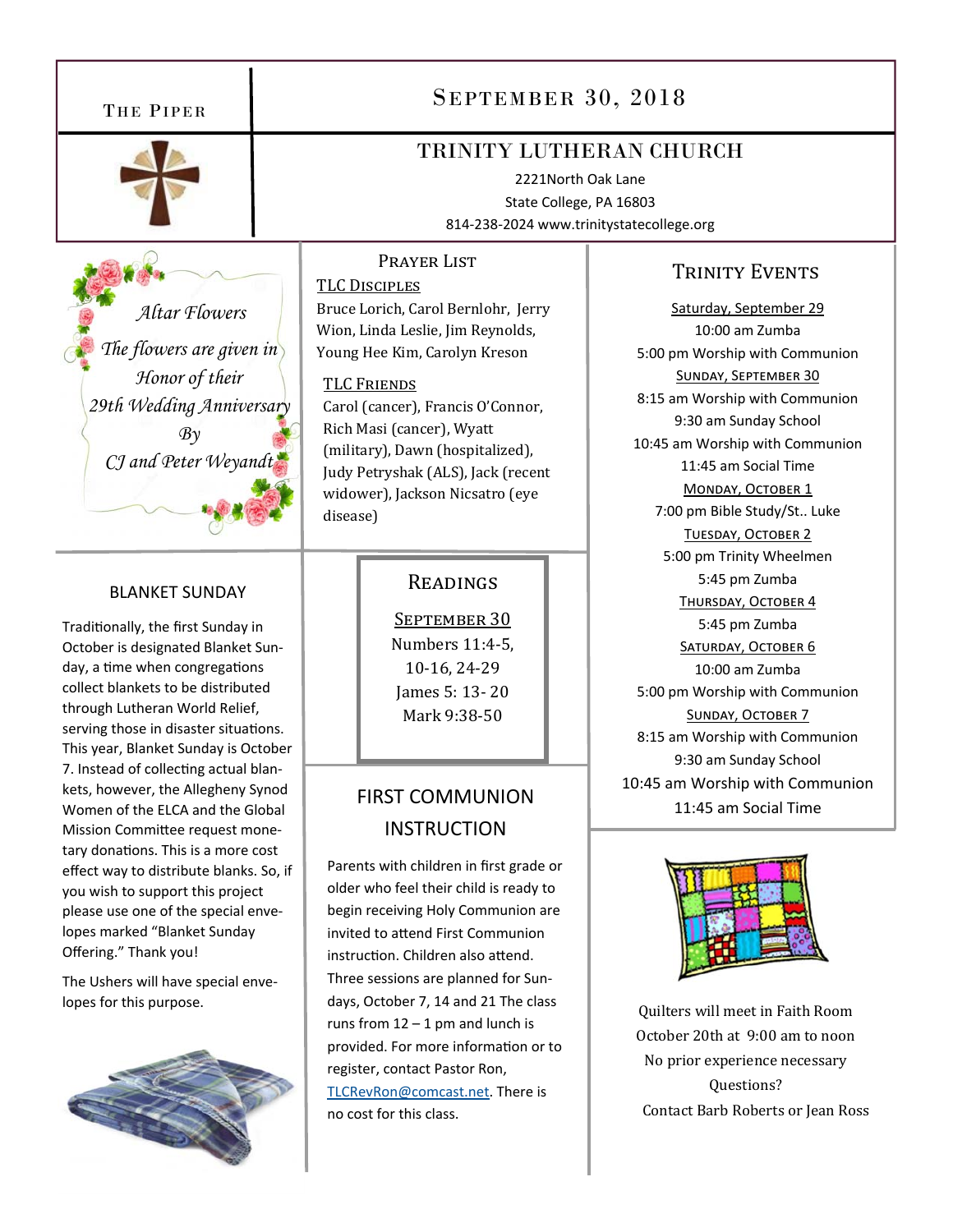# The Piper

## September 30, 2018

## TRINITY LUTHERAN CHURCH

2221North Oak Lane
State College, PA 16803
814-238-2024 www.trinitystatecollege.org

*Altar Flowers*

*The flowers are given in Honor of their 29th Wedding Anniversary By CJ and Peter Weyandt*

### BLANKET SUNDAY

Traditionally, the first Sunday in October is designated Blanket Sunday, a time when congregations collect blankets to be distributed through Lutheran World Relief, serving those in disaster situations. This year, Blanket Sunday is October 7. Instead of collecting actual blankets, however, the Allegheny Synod Women of the ELCA and the Global Mission Committee request monetary donations. This is a more cost effect way to distribute blanks. So, if you wish to support this project please use one of the special envelopes marked "Blanket Sunday Offering." Thank you!

The Ushers will have special envelopes for this purpose.

### Prayer List

**TLC Disciples**

Bruce Lorich, Carol Bernlohr, Jerry Wion, Linda Leslie, Jim Reynolds, Young Hee Kim, Carolyn Kreson

**TLC Friends**

Carol (cancer), Francis O'Connor, Rich Masi (cancer), Wyatt (military), Dawn (hospitalized), Judy Petryshak (ALS), Jack (recent widower), Jackson Nicsatro (eye disease)

### Readings

**September 30**

Numbers 11:4-5, 10-16, 24-29
James 5: 13- 20
Mark 9:38-50

### FIRST COMMUNION INSTRUCTION

Parents with children in first grade or older who feel their child is ready to begin receiving Holy Communion are invited to attend First Communion instruction. Children also attend. Three sessions are planned for Sundays, October 7, 14 and 21 The class runs from 12 – 1 pm and lunch is provided. For more information or to register, contact Pastor Ron, TLCRevRon@comcast.net. There is no cost for this class.

### Trinity Events

**Saturday, September 29**
10:00 am Zumba
5:00 pm Worship with Communion

**Sunday, September 30**
8:15 am Worship with Communion
9:30 am Sunday School
10:45 am Worship with Communion
11:45 am Social Time

**Monday, October 1**
7:00 pm Bible Study/St.. Luke

**Tuesday, October 2**
5:00 pm Trinity Wheelmen
5:45 pm Zumba

**Thursday, October 4**
5:45 pm Zumba

**Saturday, October 6**
10:00 am Zumba
5:00 pm Worship with Communion

**Sunday, October 7**
8:15 am Worship with Communion
9:30 am Sunday School
10:45 am Worship with Communion
11:45 am Social Time

Quilters will meet in Faith Room
October 20th at 9:00 am to noon
No prior experience necessary
Questions?
Contact Barb Roberts or Jean Ross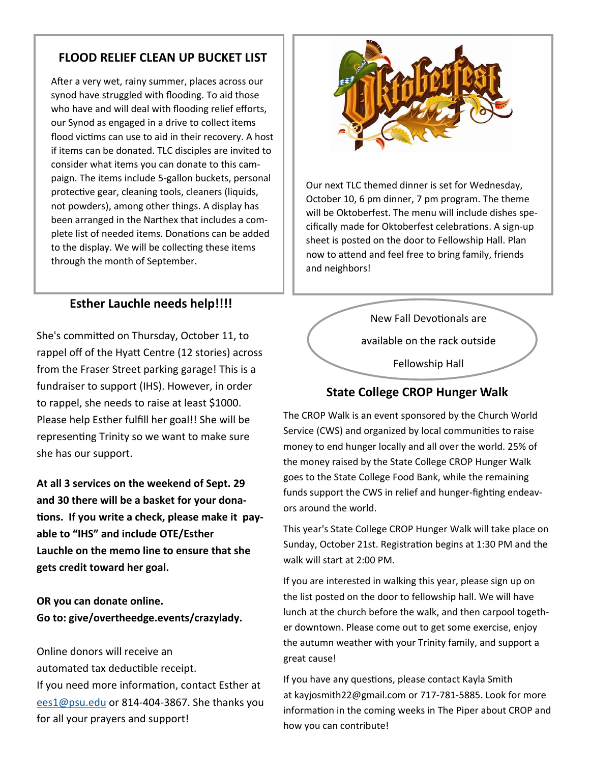## FLOOD RELIEF CLEAN UP BUCKET LIST

After a very wet, rainy summer, places across our synod have struggled with flooding. To aid those who have and will deal with flooding relief efforts, our Synod as engaged in a drive to collect items flood victims can use to aid in their recovery. A host if items can be donated. TLC disciples are invited to consider what items you can donate to this campaign. The items include 5-gallon buckets, personal protective gear, cleaning tools, cleaners (liquids, not powders), among other things. A display has been arranged in the Narthex that includes a complete list of needed items. Donations can be added to the display. We will be collecting these items through the month of September.

## Oktoberfest

Our next TLC themed dinner is set for Wednesday, October 10, 6 pm dinner, 7 pm program. The theme will be Oktoberfest. The menu will include dishes specifically made for Oktoberfest celebrations. A sign-up sheet is posted on the door to Fellowship Hall. Plan now to attend and feel free to bring family, friends and neighbors!

## Esther Lauchle needs help!!!!

She's committed on Thursday, October 11, to rappel off of the Hyatt Centre (12 stories) across from the Fraser Street parking garage! This is a fundraiser to support (IHS). However, in order to rappel, she needs to raise at least $1000. Please help Esther fulfill her goal!! She will be representing Trinity so we want to make sure she has our support.

**At all 3 services on the weekend of Sept. 29 and 30 there will be a basket for your donations. If you write a check, please make it payable to “IHS” and include OTE/Esther Lauchle on the memo line to ensure that she gets credit toward her goal.**

**OR you can donate online.**
**Go to: give/overtheedge.events/crazylady.**

Online donors will receive an automated tax deductible receipt.
If you need more information, contact Esther at ees1@psu.edu or 814-404-3867. She thanks you for all your prayers and support!

New Fall Devotionals are available on the rack outside Fellowship Hall

## State College CROP Hunger Walk

The CROP Walk is an event sponsored by the Church World Service (CWS) and organized by local communities to raise money to end hunger locally and all over the world. 25% of the money raised by the State College CROP Hunger Walk goes to the State College Food Bank, while the remaining funds support the CWS in relief and hunger-fighting endeavors around the world.

This year's State College CROP Hunger Walk will take place on Sunday, October 21st. Registration begins at 1:30 PM and the walk will start at 2:00 PM.

If you are interested in walking this year, please sign up on the list posted on the door to fellowship hall. We will have lunch at the church before the walk, and then carpool together downtown. Please come out to get some exercise, enjoy the autumn weather with your Trinity family, and support a great cause!

If you have any questions, please contact Kayla Smith at kayjosmith22@gmail.com or 717-781-5885. Look for more information in the coming weeks in The Piper about CROP and how you can contribute!